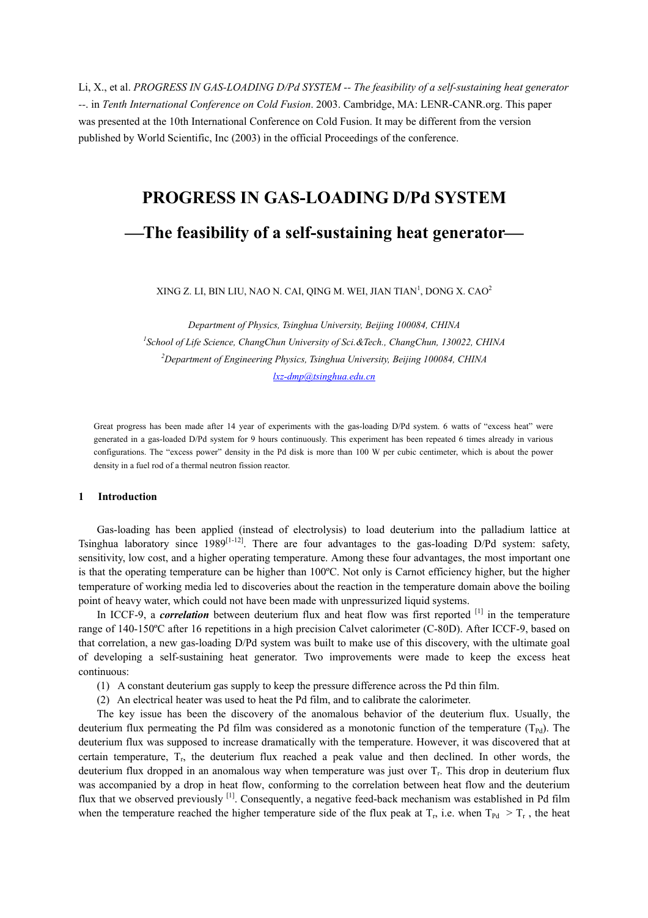Li, X., et al. *PROGRESS IN GAS-LOADING D/Pd SYSTEM -- The feasibility of a self-sustaining heat generator --*. in *Tenth International Conference on Cold Fusion*. 2003. Cambridge, MA: LENR-CANR.org. This paper was presented at the 10th International Conference on Cold Fusion. It may be different from the version published by World Scientific, Inc (2003) in the official Proceedings of the conference.

# PROGRESS IN GAS-LOADING D/Pd SYSTEM

## —The feasibility of a self-sustaining heat generator—

XING Z. LI, BIN LIU, NAO N. CAI, QING M. WEI, JIAN TIAN[1], DONG X. CAO[2]

*Department of Physics, Tsinghua University, Beijing 100084, CHINA*
*[1]School of Life Science, ChangChun University of Sci.&Tech., ChangChun, 130022, CHINA*
*[2]Department of Engineering Physics, Tsinghua University, Beijing 100084, CHINA*
lxz-dmp@tsinghua.edu.cn

Great progress has been made after 14 year of experiments with the gas-loading D/Pd system. 6 watts of "excess heat" were generated in a gas-loaded D/Pd system for 9 hours continuously. This experiment has been repeated 6 times already in various configurations. The "excess power" density in the Pd disk is more than 100 W per cubic centimeter, which is about the power density in a fuel rod of a thermal neutron fission reactor.

## 1 Introduction

Gas-loading has been applied (instead of electrolysis) to load deuterium into the palladium lattice at Tsinghua laboratory since 1989[1-12]. There are four advantages to the gas-loading D/Pd system: safety, sensitivity, low cost, and a higher operating temperature. Among these four advantages, the most important one is that the operating temperature can be higher than 100ºC. Not only is Carnot efficiency higher, but the higher temperature of working media led to discoveries about the reaction in the temperature domain above the boiling point of heavy water, which could not have been made with unpressurized liquid systems.

In ICCF-9, a ***correlation*** between deuterium flux and heat flow was first reported [1] in the temperature range of 140-150ºC after 16 repetitions in a high precision Calvet calorimeter (C-80D). After ICCF-9, based on that correlation, a new gas-loading D/Pd system was built to make use of this discovery, with the ultimate goal of developing a self-sustaining heat generator. Two improvements were made to keep the excess heat continuous:

(1) A constant deuterium gas supply to keep the pressure difference across the Pd thin film.
(2) An electrical heater was used to heat the Pd film, and to calibrate the calorimeter.

The key issue has been the discovery of the anomalous behavior of the deuterium flux. Usually, the deuterium flux permeating the Pd film was considered as a monotonic function of the temperature ($T_{Pd}$). The deuterium flux was supposed to increase dramatically with the temperature. However, it was discovered that at certain temperature, $T_r$, the deuterium flux reached a peak value and then declined. In other words, the deuterium flux dropped in an anomalous way when temperature was just over $T_r$. This drop in deuterium flux was accompanied by a drop in heat flow, conforming to the correlation between heat flow and the deuterium flux that we observed previously [1]. Consequently, a negative feed-back mechanism was established in Pd film when the temperature reached the higher temperature side of the flux peak at $T_r$, i.e. when $T_{Pd} > T_r$ , the heat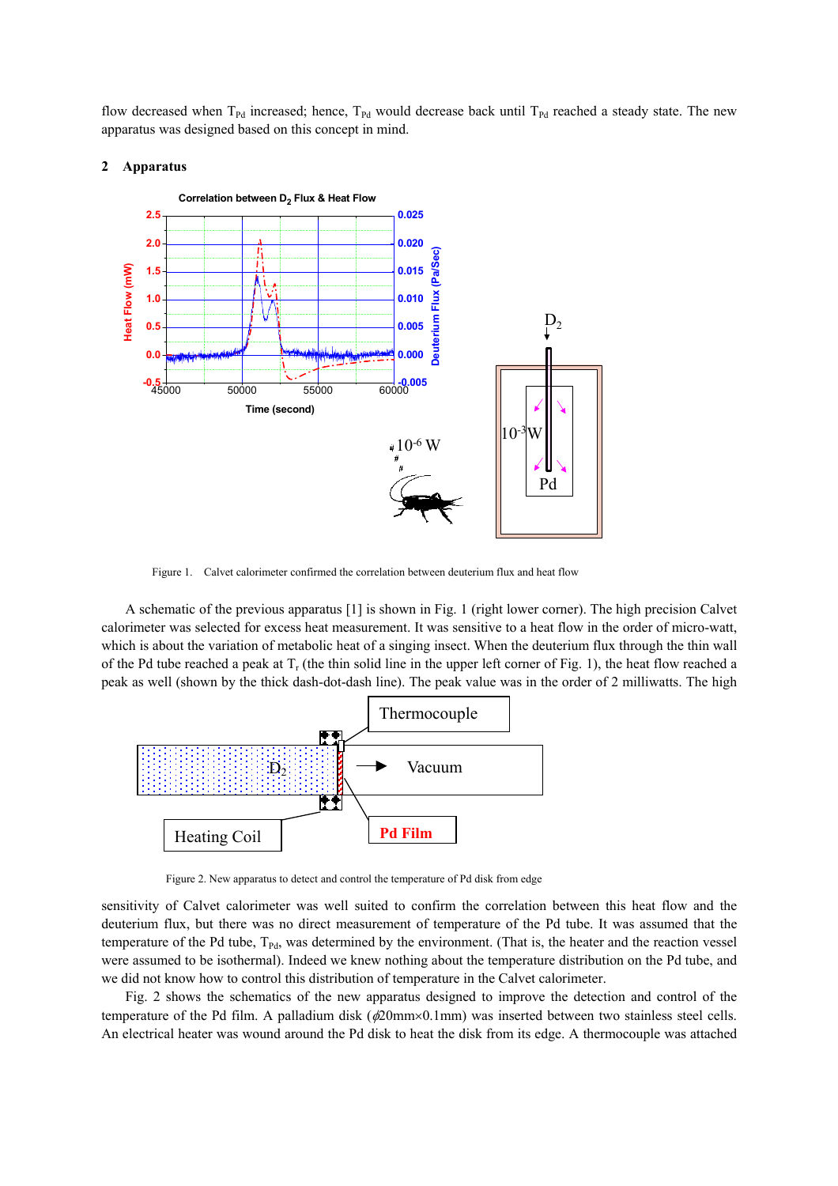flow decreased when $T_{Pd}$ increased; hence, $T_{Pd}$ would decrease back until $T_{Pd}$ reached a steady state. The new apparatus was designed based on this concept in mind.

## 2 Apparatus

Correlation between $D_2$ Flux & Heat Flow

Heat Flow (mW)

2.5
2.0
1.5
1.0
0.5
0.0
-0.5

Deuterium Flux (Pa/Sec)

0.025
0.020
0.015
0.010
0.005
0.000
-0.005

45000 50000 55000 60000

Time (second)

$10^{-6}$ W

$D_2$

$10^{-3}$W

Pd

Figure 1. Calvet calorimeter confirmed the correlation between deuterium flux and heat flow

A schematic of the previous apparatus [1] is shown in Fig. 1 (right lower corner). The high precision Calvet calorimeter was selected for excess heat measurement. It was sensitive to a heat flow in the order of micro-watt, which is about the variation of metabolic heat of a singing insect. When the deuterium flux through the thin wall of the Pd tube reached a peak at $T_r$ (the thin solid line in the upper left corner of Fig. 1), the heat flow reached a peak as well (shown by the thick dash-dot-dash line). The peak value was in the order of 2 milliwatts. The high

Thermocouple

$D_2$

Vacuum

Heating Coil

Pd Film

Figure 2. New apparatus to detect and control the temperature of Pd disk from edge

sensitivity of Calvet calorimeter was well suited to confirm the correlation between this heat flow and the deuterium flux, but there was no direct measurement of temperature of the Pd tube. It was assumed that the temperature of the Pd tube, $T_{Pd}$, was determined by the environment. (That is, the heater and the reaction vessel were assumed to be isothermal). Indeed we knew nothing about the temperature distribution on the Pd tube, and we did not know how to control this distribution of temperature in the Calvet calorimeter.

Fig. 2 shows the schematics of the new apparatus designed to improve the detection and control of the temperature of the Pd film. A palladium disk ($\phi$20mm×0.1mm) was inserted between two stainless steel cells. An electrical heater was wound around the Pd disk to heat the disk from its edge. A thermocouple was attached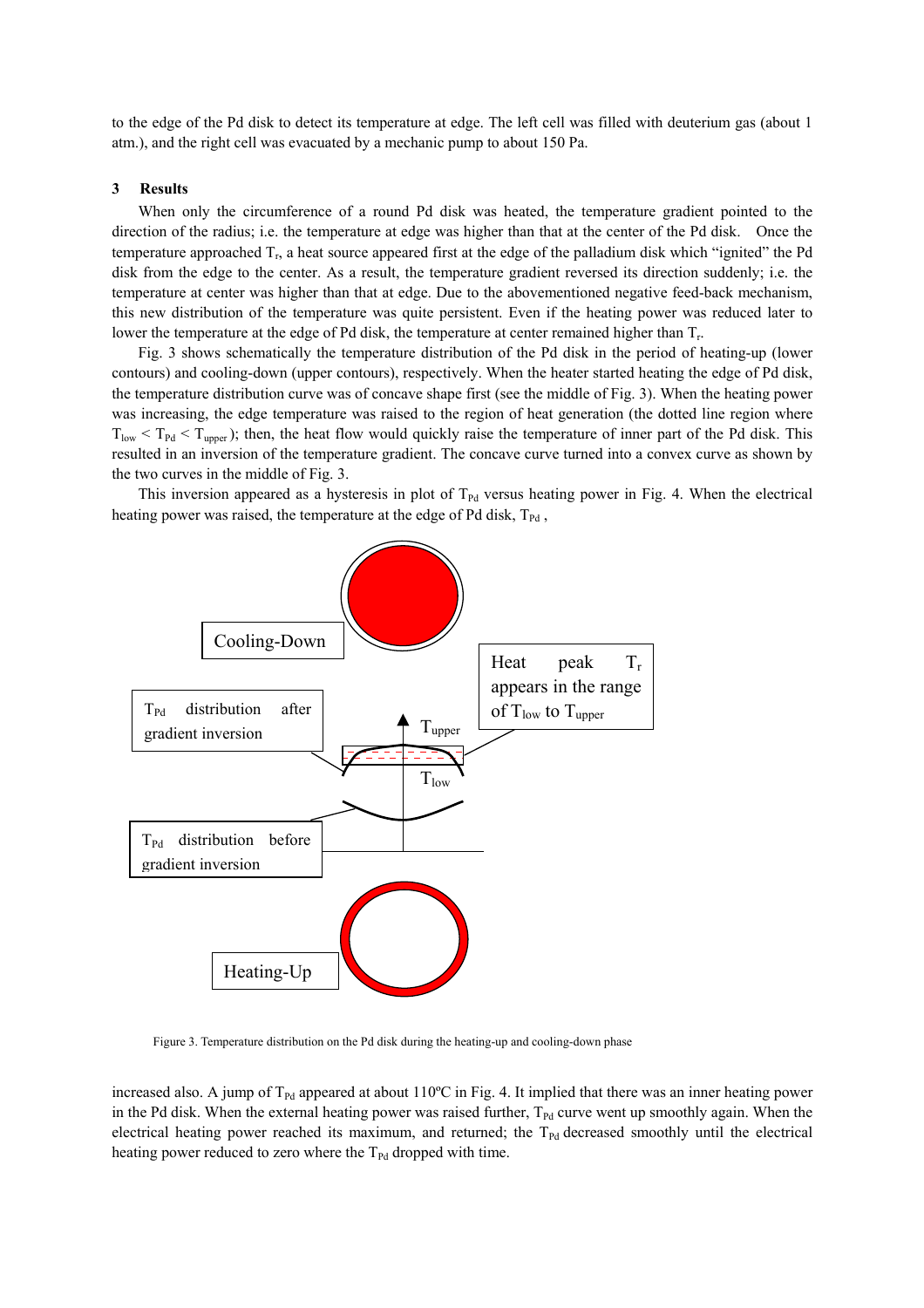to the edge of the Pd disk to detect its temperature at edge. The left cell was filled with deuterium gas (about 1 atm.), and the right cell was evacuated by a mechanic pump to about 150 Pa.

## 3 Results

When only the circumference of a round Pd disk was heated, the temperature gradient pointed to the direction of the radius; i.e. the temperature at edge was higher than that at the center of the Pd disk. Once the temperature approached $T_r$, a heat source appeared first at the edge of the palladium disk which "ignited" the Pd disk from the edge to the center. As a result, the temperature gradient reversed its direction suddenly; i.e. the temperature at center was higher than that at edge. Due to the abovementioned negative feed-back mechanism, this new distribution of the temperature was quite persistent. Even if the heating power was reduced later to lower the temperature at the edge of Pd disk, the temperature at center remained higher than $T_r$.

Fig. 3 shows schematically the temperature distribution of the Pd disk in the period of heating-up (lower contours) and cooling-down (upper contours), respectively. When the heater started heating the edge of Pd disk, the temperature distribution curve was of concave shape first (see the middle of Fig. 3). When the heating power was increasing, the edge temperature was raised to the region of heat generation (the dotted line region where $T_{low} < T_{Pd} < T_{upper}$); then, the heat flow would quickly raise the temperature of inner part of the Pd disk. This resulted in an inversion of the temperature gradient. The concave curve turned into a convex curve as shown by the two curves in the middle of Fig. 3.

This inversion appeared as a hysteresis in plot of $T_{Pd}$ versus heating power in Fig. 4. When the electrical heating power was raised, the temperature at the edge of Pd disk, $T_{Pd}$,

Cooling-Down

Heat peak $T_r$ appears in the range of $T_{low}$ to $T_{upper}$

$T_{Pd}$ distribution after gradient inversion

$T_{upper}$

$T_{low}$

$T_{Pd}$ distribution before gradient inversion

Heating-Up

Figure 3. Temperature distribution on the Pd disk during the heating-up and cooling-down phase

increased also. A jump of $T_{Pd}$ appeared at about 110ºC in Fig. 4. It implied that there was an inner heating power in the Pd disk. When the external heating power was raised further, $T_{Pd}$ curve went up smoothly again. When the electrical heating power reached its maximum, and returned; the $T_{Pd}$ decreased smoothly until the electrical heating power reduced to zero where the $T_{Pd}$ dropped with time.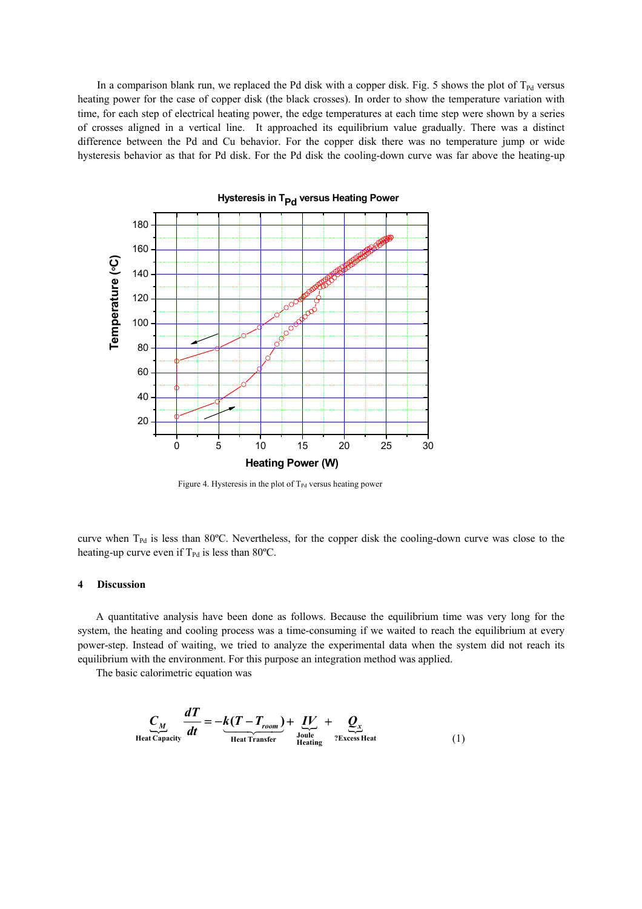In a comparison blank run, we replaced the Pd disk with a copper disk. Fig. 5 shows the plot of $T_{Pd}$ versus heating power for the case of copper disk (the black crosses). In order to show the temperature variation with time, for each step of electrical heating power, the edge temperatures at each time step were shown by a series of crosses aligned in a vertical line. It approached its equilibrium value gradually. There was a distinct difference between the Pd and Cu behavior. For the copper disk there was no temperature jump or wide hysteresis behavior as that for Pd disk. For the Pd disk the cooling-down curve was far above the heating-up curve when $T_{Pd}$ is less than 80ºC. Nevertheless, for the copper disk the cooling-down curve was close to the heating-up curve even if $T_{Pd}$ is less than 80ºC.

Figure 4. Hysteresis in the plot of $T_{Pd}$ versus heating power

## 4 Discussion

A quantitative analysis have been done as follows. Because the equilibrium time was very long for the system, the heating and cooling process was a time-consuming if we waited to reach the equilibrium at every power-step. Instead of waiting, we tried to analyze the experimental data when the system did not reach its equilibrium with the environment. For this purpose an integration method was applied.

The basic calorimetric equation was

$$\underbrace{C_M}_{\text{Heat Capacity}} \frac{dT}{dt} = \underbrace{-k(T - T_{room})}_{\text{Heat Transfer}} + \underbrace{IV}_{\text{Joule Heating}} + \underbrace{Q_x}_{\text{?Excess Heat}} \tag{1}$$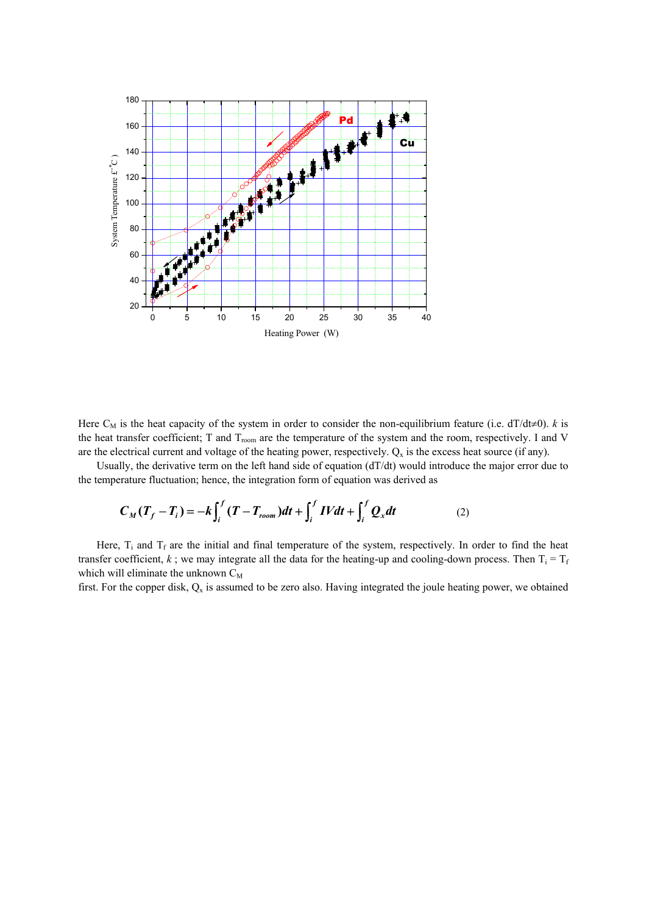180
160
140
120
100
80
60
40
20

0 5 10 15 20 25 30 35 40

Pd

Cu

System Temperature £"C )

Heating Power (W)

Here $C_M$ is the heat capacity of the system in order to consider the non-equilibrium feature (i.e. $dT/dt \neq 0$). $k$ is the heat transfer coefficient; $T$ and $T_{room}$ are the temperature of the system and the room, respectively. I and V are the electrical current and voltage of the heating power, respectively. $Q_x$ is the excess heat source (if any).

Usually, the derivative term on the left hand side of equation ($dT/dt$) would introduce the major error due to the temperature fluctuation; hence, the integration form of equation was derived as

$$C_M(T_f - T_i) = -k\int_i^f (T - T_{room})dt + \int_i^f IVdt + \int_i^f Q_x dt \qquad (2)$$

Here, $T_i$ and $T_f$ are the initial and final temperature of the system, respectively. In order to find the heat transfer coefficient, $k$ ; we may integrate all the data for the heating-up and cooling-down process. Then $T_i = T_f$ which will eliminate the unknown $C_M$

first. For the copper disk, $Q_x$ is assumed to be zero also. Having integrated the joule heating power, we obtained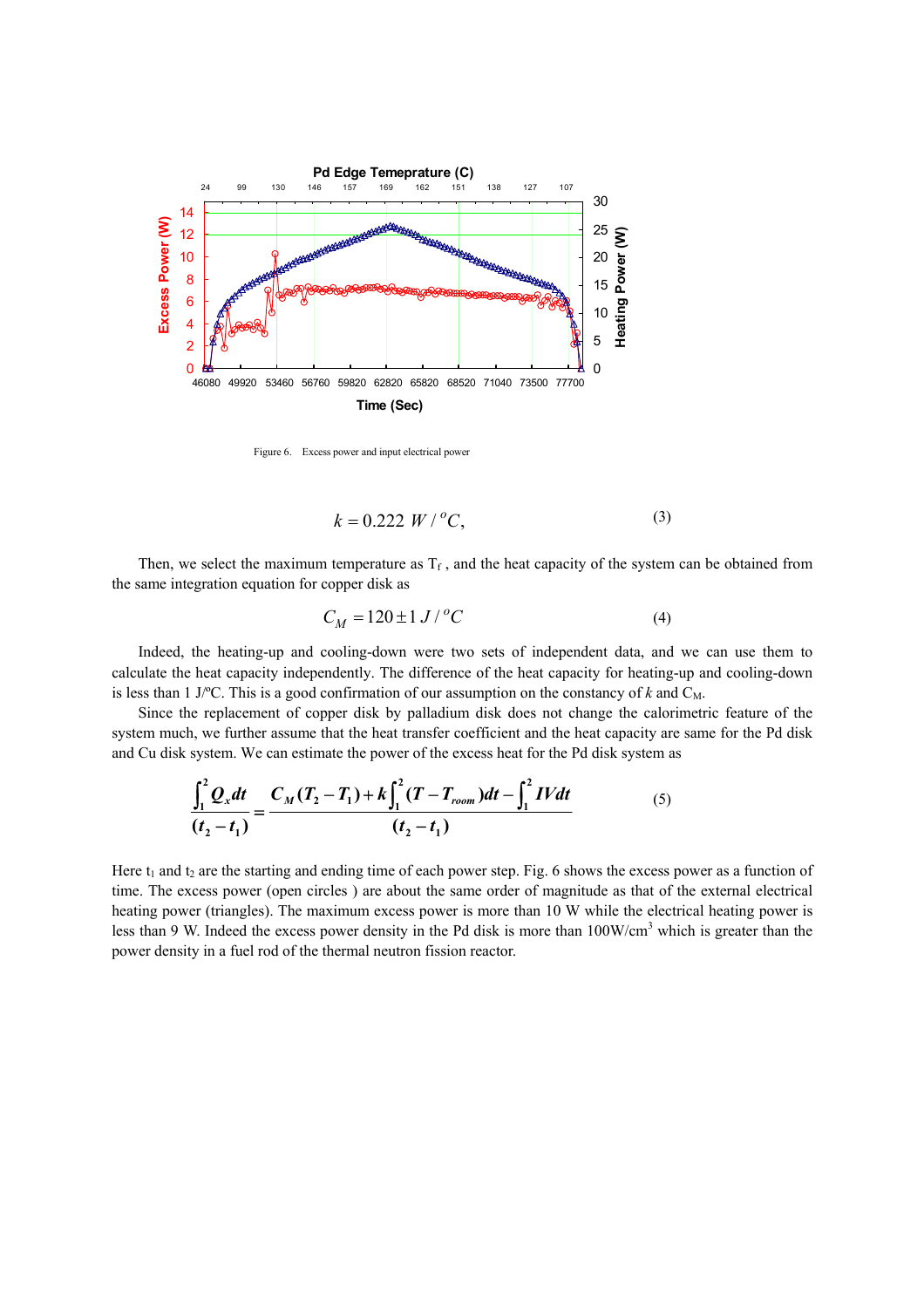Pd Edge Temepreature (C)

24 99 130 146 157 169 162 151 138 127 107

Excess Power (W)

0 2 4 6 8 10 12 14

Heating Power (W)

0 5 10 15 20 25 30

46080 49920 53460 56760 59820 62820 65820 68520 71040 73500 77700

Time (Sec)

Figure 6. Excess power and input electrical power

$$k = 0.222 \ W / {}^{o}C, \tag{3}$$

Then, we select the maximum temperature as $T_f$ , and the heat capacity of the system can be obtained from the same integration equation for copper disk as

$$C_M = 120 \pm 1 \ J / {}^{o}C \tag{4}$$

Indeed, the heating-up and cooling-down were two sets of independent data, and we can use them to calculate the heat capacity independently. The difference of the heat capacity for heating-up and cooling-down is less than 1 J/ºC. This is a good confirmation of our assumption on the constancy of $k$ and $C_M$.

Since the replacement of copper disk by palladium disk does not change the calorimetric feature of the system much, we further assume that the heat transfer coefficient and the heat capacity are same for the Pd disk and Cu disk system. We can estimate the power of the excess heat for the Pd disk system as

$$\frac{\int_1^2 Q_x dt}{(t_2 - t_1)} = \frac{C_M (T_2 - T_1) + k \int_1^2 (T - T_{room}) dt - \int_1^2 IV dt}{(t_2 - t_1)} \tag{5}$$

Here $t_1$ and $t_2$ are the starting and ending time of each power step. Fig. 6 shows the excess power as a function of time. The excess power (open circles ) are about the same order of magnitude as that of the external electrical heating power (triangles). The maximum excess power is more than 10 W while the electrical heating power is less than 9 W. Indeed the excess power density in the Pd disk is more than 100W/cm$^3$ which is greater than the power density in a fuel rod of the thermal neutron fission reactor.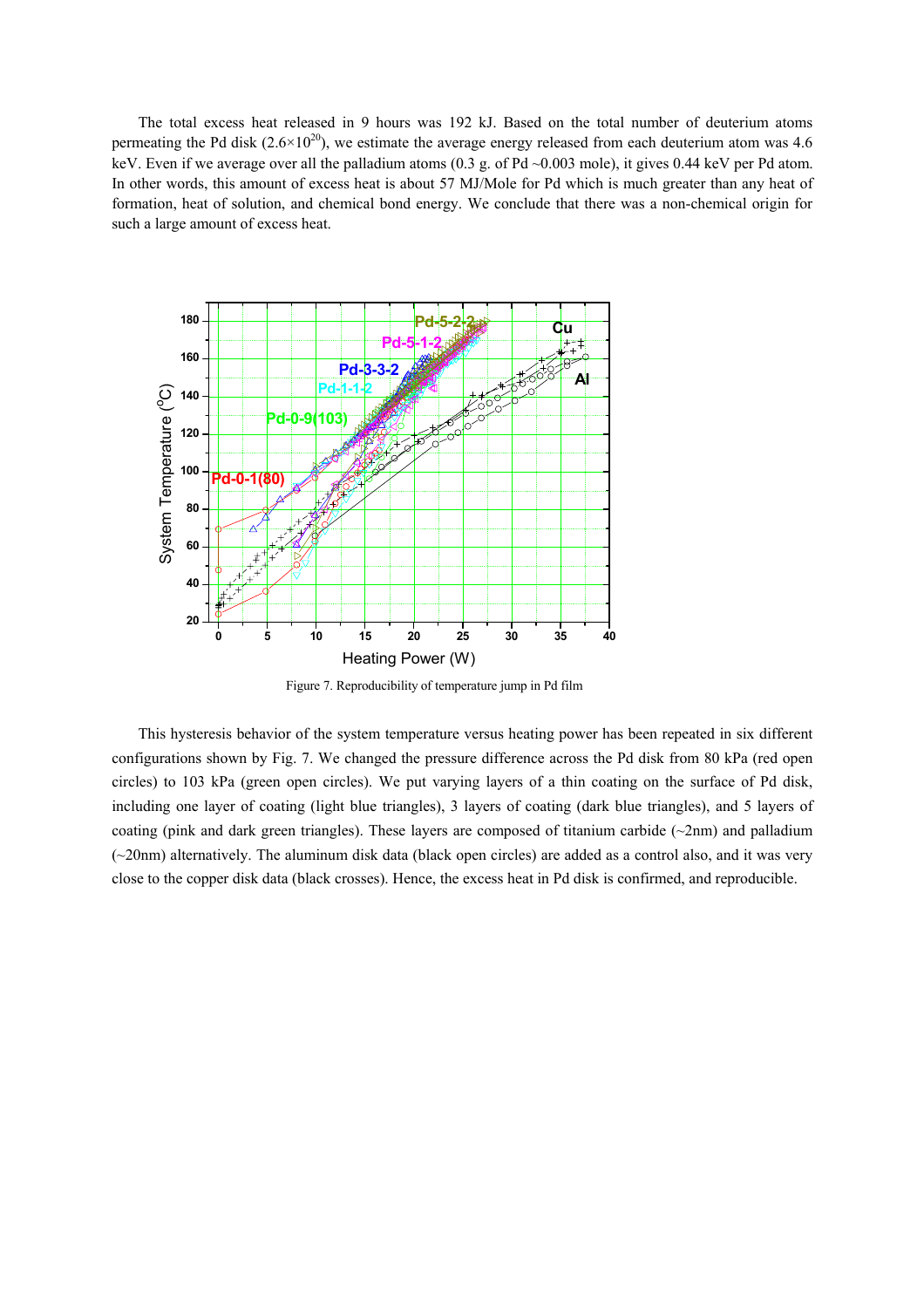The total excess heat released in 9 hours was 192 kJ. Based on the total number of deuterium atoms permeating the Pd disk ($2.6\times10^{20}$), we estimate the average energy released from each deuterium atom was 4.6 keV. Even if we average over all the palladium atoms (0.3 g. of Pd ~0.003 mole), it gives 0.44 keV per Pd atom. In other words, this amount of excess heat is about 57 MJ/Mole for Pd which is much greater than any heat of formation, heat of solution, and chemical bond energy. We conclude that there was a non-chemical origin for such a large amount of excess heat.

System Temperature (°C)

Heating Power (W)

180
160
140
120
100
80
60
40
20

0
5
10
15
20
25
30
35
40

Pd-5-2-2
Pd-5-1-2
Cu
Pd-3-3-2
Al
Pd-1-1-2
Pd-0-9(103)
Pd-0-1(80)

Figure 7. Reproducibility of temperature jump in Pd film

This hysteresis behavior of the system temperature versus heating power has been repeated in six different configurations shown by Fig. 7. We changed the pressure difference across the Pd disk from 80 kPa (red open circles) to 103 kPa (green open circles). We put varying layers of a thin coating on the surface of Pd disk, including one layer of coating (light blue triangles), 3 layers of coating (dark blue triangles), and 5 layers of coating (pink and dark green triangles). These layers are composed of titanium carbide (~2nm) and palladium (~20nm) alternatively. The aluminum disk data (black open circles) are added as a control also, and it was very close to the copper disk data (black crosses). Hence, the excess heat in Pd disk is confirmed, and reproducible.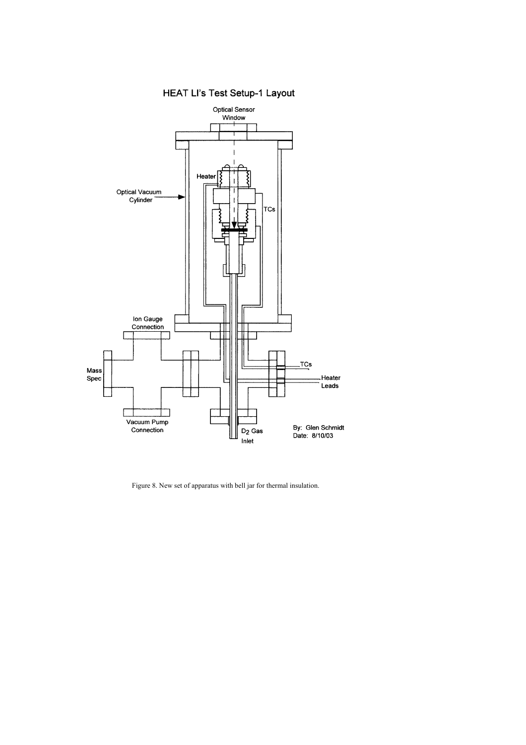HEAT LI's Test Setup-1 Layout

Optical Sensor Window

Heater

Optical Vacuum Cylinder

TCs

Ion Gauge Connection

Mass Spec

TCs

Heater Leads

Vacuum Pump Connection

$D_2$ Gas Inlet

By: Glen Schmidt
Date: 8/10/03

Figure 8. New set of apparatus with bell jar for thermal insulation.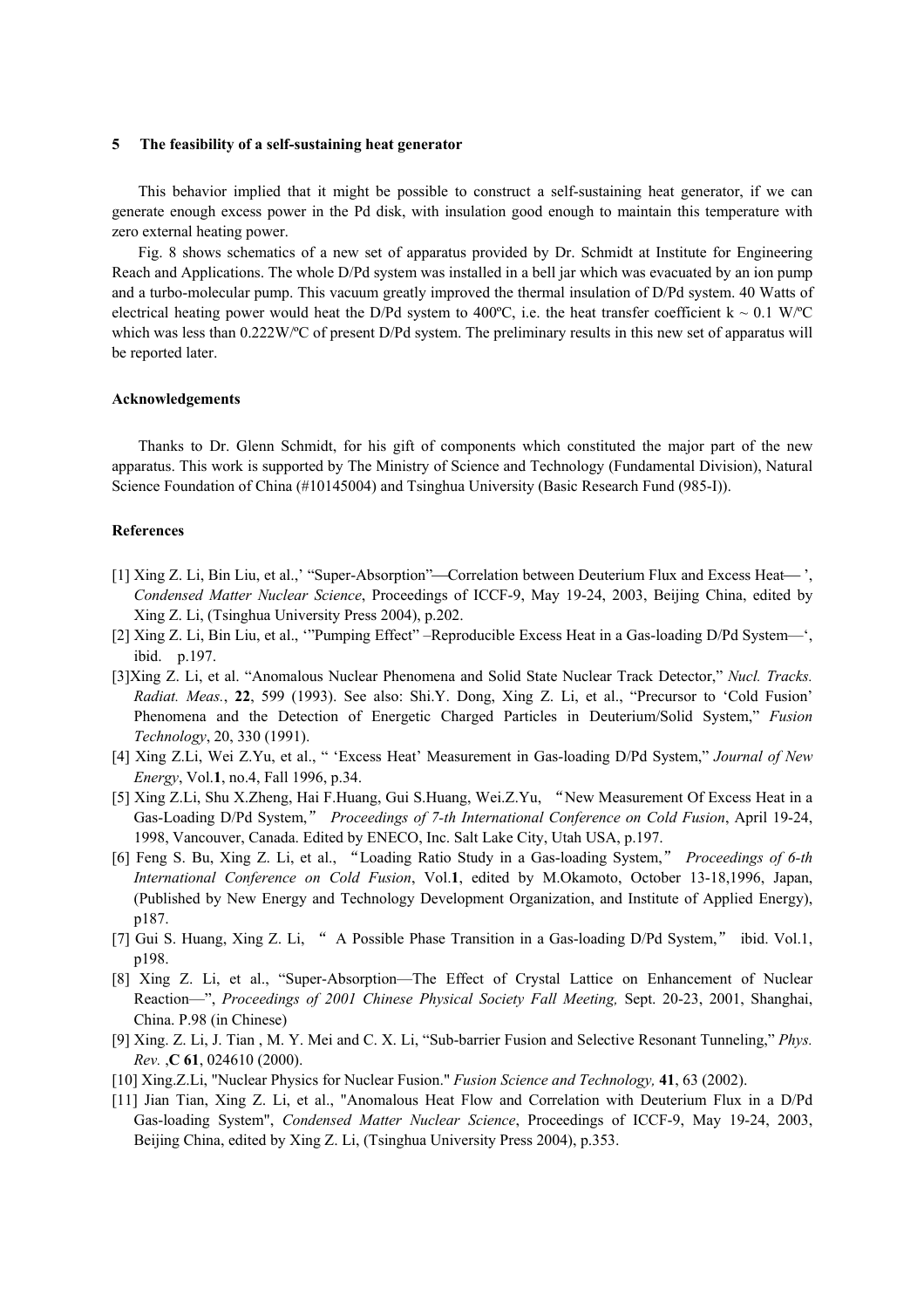## 5 The feasibility of a self-sustaining heat generator

This behavior implied that it might be possible to construct a self-sustaining heat generator, if we can generate enough excess power in the Pd disk, with insulation good enough to maintain this temperature with zero external heating power.

Fig. 8 shows schematics of a new set of apparatus provided by Dr. Schmidt at Institute for Engineering Reach and Applications. The whole D/Pd system was installed in a bell jar which was evacuated by an ion pump and a turbo-molecular pump. This vacuum greatly improved the thermal insulation of D/Pd system. 40 Watts of electrical heating power would heat the D/Pd system to 400ºC, i.e. the heat transfer coefficient k ~ 0.1 W/ºC which was less than 0.222W/ºC of present D/Pd system. The preliminary results in this new set of apparatus will be reported later.

### Acknowledgements

Thanks to Dr. Glenn Schmidt, for his gift of components which constituted the major part of the new apparatus. This work is supported by The Ministry of Science and Technology (Fundamental Division), Natural Science Foundation of China (#10145004) and Tsinghua University (Basic Research Fund (985-I)).

### References

[1] Xing Z. Li, Bin Liu, et al.,' "Super-Absorption"—Correlation between Deuterium Flux and Excess Heat— ', *Condensed Matter Nuclear Science*, Proceedings of ICCF-9, May 19-24, 2003, Beijing China, edited by Xing Z. Li, (Tsinghua University Press 2004), p.202.

[2] Xing Z. Li, Bin Liu, et al., '"Pumping Effect" –Reproducible Excess Heat in a Gas-loading D/Pd System—', ibid. p.197.

[3]Xing Z. Li, et al. "Anomalous Nuclear Phenomena and Solid State Nuclear Track Detector," *Nucl. Tracks. Radiat. Meas.*, **22**, 599 (1993). See also: Shi.Y. Dong, Xing Z. Li, et al., "Precursor to 'Cold Fusion' Phenomena and the Detection of Energetic Charged Particles in Deuterium/Solid System," *Fusion Technology*, 20, 330 (1991).

[4] Xing Z.Li, Wei Z.Yu, et al., " 'Excess Heat' Measurement in Gas-loading D/Pd System," *Journal of New Energy*, Vol.**1**, no.4, Fall 1996, p.34.

[5] Xing Z.Li, Shu X.Zheng, Hai F.Huang, Gui S.Huang, Wei.Z.Yu, "New Measurement Of Excess Heat in a Gas-Loading D/Pd System," *Proceedings of 7-th International Conference on Cold Fusion*, April 19-24, 1998, Vancouver, Canada. Edited by ENECO, Inc. Salt Lake City, Utah USA, p.197.

[6] Feng S. Bu, Xing Z. Li, et al., "Loading Ratio Study in a Gas-loading System," *Proceedings of 6-th International Conference on Cold Fusion*, Vol.**1**, edited by M.Okamoto, October 13-18,1996, Japan, (Published by New Energy and Technology Development Organization, and Institute of Applied Energy), p187.

[7] Gui S. Huang, Xing Z. Li, " A Possible Phase Transition in a Gas-loading D/Pd System," ibid. Vol.1, p198.

[8] Xing Z. Li, et al., "Super-Absorption—The Effect of Crystal Lattice on Enhancement of Nuclear Reaction—", *Proceedings of 2001 Chinese Physical Society Fall Meeting,* Sept. 20-23, 2001, Shanghai, China. P.98 (in Chinese)

[9] Xing. Z. Li, J. Tian , M. Y. Mei and C. X. Li, "Sub-barrier Fusion and Selective Resonant Tunneling," *Phys. Rev.* ,**C 61**, 024610 (2000).

[10] Xing.Z.Li, "Nuclear Physics for Nuclear Fusion." *Fusion Science and Technology,* **41**, 63 (2002).

[11] Jian Tian, Xing Z. Li, et al., "Anomalous Heat Flow and Correlation with Deuterium Flux in a D/Pd Gas-loading System", *Condensed Matter Nuclear Science*, Proceedings of ICCF-9, May 19-24, 2003, Beijing China, edited by Xing Z. Li, (Tsinghua University Press 2004), p.353.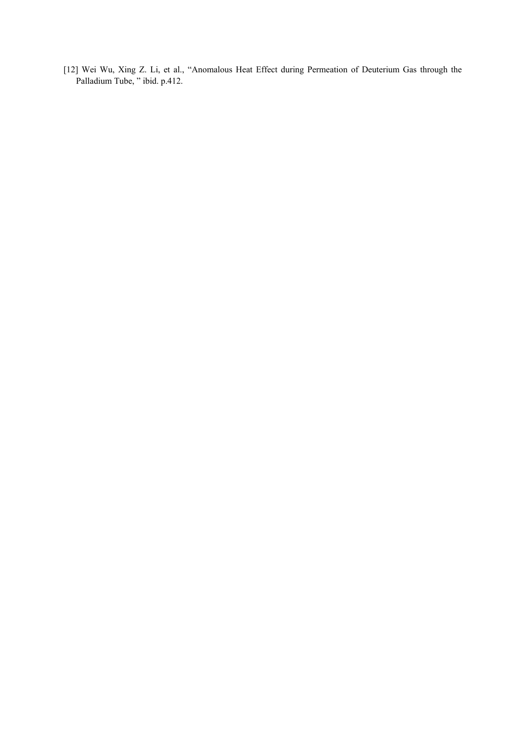[12] Wei Wu, Xing Z. Li, et al., "Anomalous Heat Effect during Permeation of Deuterium Gas through the Palladium Tube, " ibid. p.412.